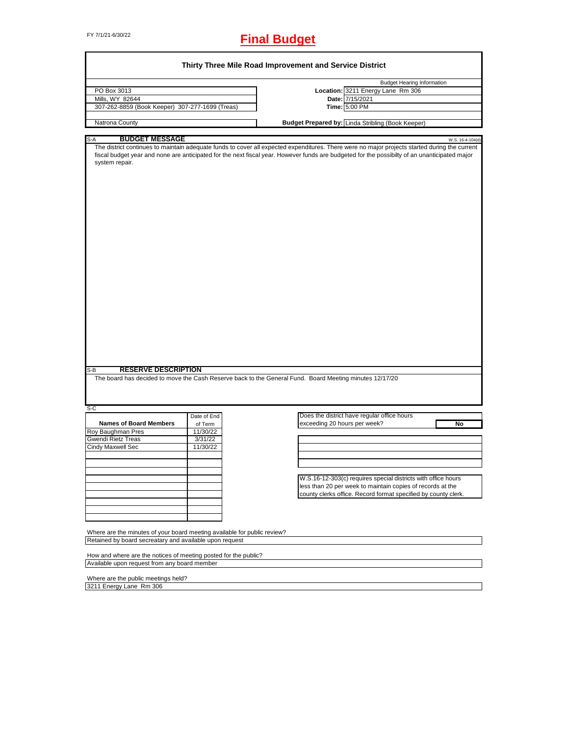FY 7/1/21-6/30/22

# Final Budget

## Thirty Three Mile Road Improvement and Service District

| | | Budget Hearing Information |
|---|---|---|
| PO Box 3013 | **Location:** | 3211 Energy Lane Rm 306 |
| Mills, WY 82644 | **Date:** | 7/15/2021 |
| 307-262-8859 (Book Keeper) 307-277-1699 (Treas) | **Time:** | 5:00 PM |
| Natrona County | **Budget Prepared by:** | Linda Stribling (Book Keeper) |

S-A **BUDGET MESSAGE** W.S. 16-4-104(d)

The district continues to maintain adequate funds to cover all expected expenditures. There were no major projects started during the current fiscal budget year and none are anticipated for the next fiscal year. However funds are budgeted for the possibilty of an unanticipated major system repair.

S-B **RESERVE DESCRIPTION**

The board has decided to move the Cash Reserve back to the General Fund. Board Meeting minutes 12/17/20

S-C

| Names of Board Members | Date of End of Term |
|---|---|
| Roy Baughman Pres | 11/30/22 |
| Gwendi Rietz Treas | 3/31/22 |
| Cindy Maxwell Sec | 11/30/22 |

Does the district have regular office hours exceeding 20 hours per week? **No**

W.S.16-12-303(c) requires special districts with office hours less than 20 per week to maintain copies of records at the county clerks office. Record format specified by county clerk.

Where are the minutes of your board meeting available for public review?
Retained by board secreatary and available upon request

How and where are the notices of meeting posted for the public?
Available upon request from any board member

Where are the public meetings held?
3211 Energy Lane Rm 306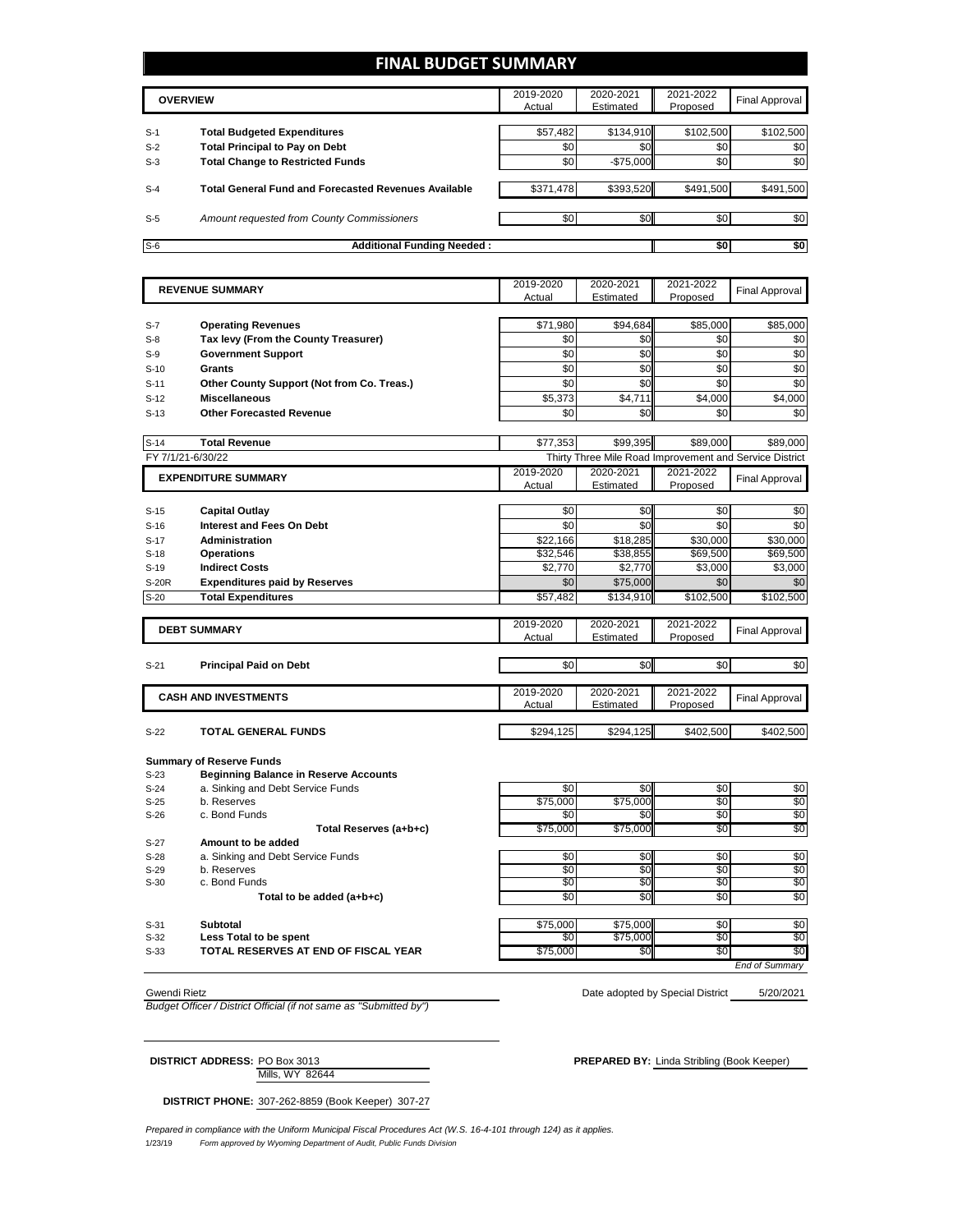# FINAL BUDGET SUMMARY

| | OVERVIEW | 2019-2020 Actual | 2020-2021 Estimated | 2021-2022 Proposed | Final Approval |
|---|---|---|---|---|---|
| S-1 | **Total Budgeted Expenditures** | $57,482 | $134,910 | $102,500 | $102,500 |
| S-2 | **Total Principal to Pay on Debt** | $0 | $0 | $0 | $0 |
| S-3 | **Total Change to Restricted Funds** | $0 | -$75,000 | $0 | $0 |
| S-4 | **Total General Fund and Forecasted Revenues Available** | $371,478 | $393,520 | $491,500 | $491,500 |
| S-5 | *Amount requested from County Commissioners* | $0 | $0 | $0 | $0 |
| S-6 | **Additional Funding Needed :** | | | **$0** | **$0** |

| | REVENUE SUMMARY | 2019-2020 Actual | 2020-2021 Estimated | 2021-2022 Proposed | Final Approval |
|---|---|---|---|---|---|
| S-7 | **Operating Revenues** | $71,980 | $94,684 | $85,000 | $85,000 |
| S-8 | **Tax levy (From the County Treasurer)** | $0 | $0 | $0 | $0 |
| S-9 | **Government Support** | $0 | $0 | $0 | $0 |
| S-10 | **Grants** | $0 | $0 | $0 | $0 |
| S-11 | **Other County Support (Not from Co. Treas.)** | $0 | $0 | $0 | $0 |
| S-12 | **Miscellaneous** | $5,373 | $4,711 | $4,000 | $4,000 |
| S-13 | **Other Forecasted Revenue** | $0 | $0 | $0 | $0 |
| S-14 | **Total Revenue** | $77,353 | $99,395 | $89,000 | $89,000 |

FY 7/1/21-6/30/22 — Thirty Three Mile Road Improvement and Service District

| | EXPENDITURE SUMMARY | 2019-2020 Actual | 2020-2021 Estimated | 2021-2022 Proposed | Final Approval |
|---|---|---|---|---|---|
| S-15 | **Capital Outlay** | $0 | $0 | $0 | $0 |
| S-16 | **Interest and Fees On Debt** | $0 | $0 | $0 | $0 |
| S-17 | **Administration** | $22,166 | $18,285 | $30,000 | $30,000 |
| S-18 | **Operations** | $32,546 | $38,855 | $69,500 | $69,500 |
| S-19 | **Indirect Costs** | $2,770 | $2,770 | $3,000 | $3,000 |
| S-20R | **Expenditures paid by Reserves** | $0 | $75,000 | $0 | $0 |
| S-20 | **Total Expenditures** | $57,482 | $134,910 | $102,500 | $102,500 |

| | DEBT SUMMARY | 2019-2020 Actual | 2020-2021 Estimated | 2021-2022 Proposed | Final Approval |
|---|---|---|---|---|---|
| S-21 | **Principal Paid on Debt** | $0 | $0 | $0 | $0 |

| | CASH AND INVESTMENTS | 2019-2020 Actual | 2020-2021 Estimated | 2021-2022 Proposed | Final Approval |
|---|---|---|---|---|---|
| S-22 | **TOTAL GENERAL FUNDS** | $294,125 | $294,125 | $402,500 | $402,500 |

**Summary of Reserve Funds**

| | | 2019-2020 Actual | 2020-2021 Estimated | 2021-2022 Proposed | Final Approval |
|---|---|---|---|---|---|
| S-23 | **Beginning Balance in Reserve Accounts** | | | | |
| S-24 | a. Sinking and Debt Service Funds | $0 | $0 | $0 | $0 |
| S-25 | b. Reserves | $75,000 | $75,000 | $0 | $0 |
| S-26 | c. Bond Funds | $0 | $0 | $0 | $0 |
| | **Total Reserves (a+b+c)** | $75,000 | $75,000 | $0 | $0 |
| S-27 | **Amount to be added** | | | | |
| S-28 | a. Sinking and Debt Service Funds | $0 | $0 | $0 | $0 |
| S-29 | b. Reserves | $0 | $0 | $0 | $0 |
| S-30 | c. Bond Funds | $0 | $0 | $0 | $0 |
| | **Total to be added (a+b+c)** | $0 | $0 | $0 | $0 |
| S-31 | **Subtotal** | $75,000 | $75,000 | $0 | $0 |
| S-32 | **Less Total to be spent** | $0 | $75,000 | $0 | $0 |
| S-33 | **TOTAL RESERVES AT END OF FISCAL YEAR** | $75,000 | $0 | $0 | $0 |

*End of Summary*

Gwendi Rietz

*Budget Officer / District Official (if not same as "Submitted by")*

Date adopted by Special District 5/20/2021

**DISTRICT ADDRESS:** PO Box 3013
Mills, WY 82644

**PREPARED BY:** Linda Stribling (Book Keeper)

**DISTRICT PHONE:** 307-262-8859 (Book Keeper) 307-27

*Prepared in compliance with the Uniform Municipal Fiscal Procedures Act (W.S. 16-4-101 through 124) as it applies.*

1/23/19 *Form approved by Wyoming Department of Audit, Public Funds Division*